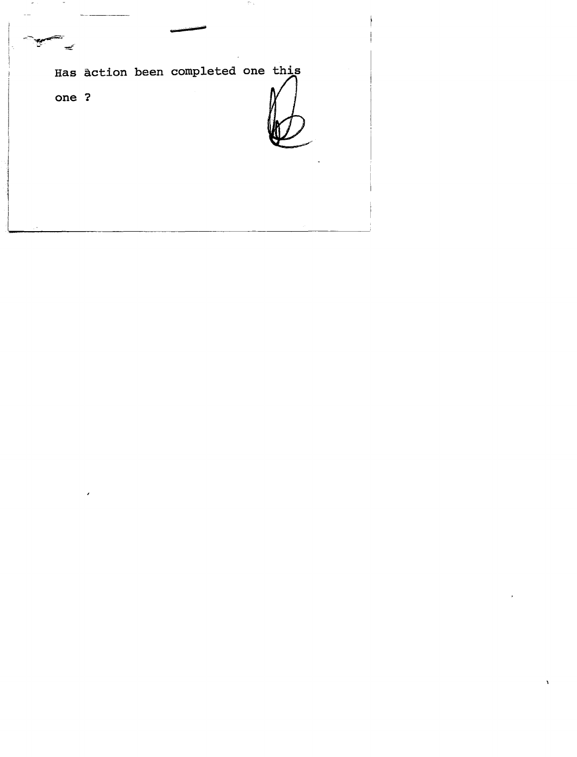Has àction been completed one this

one ?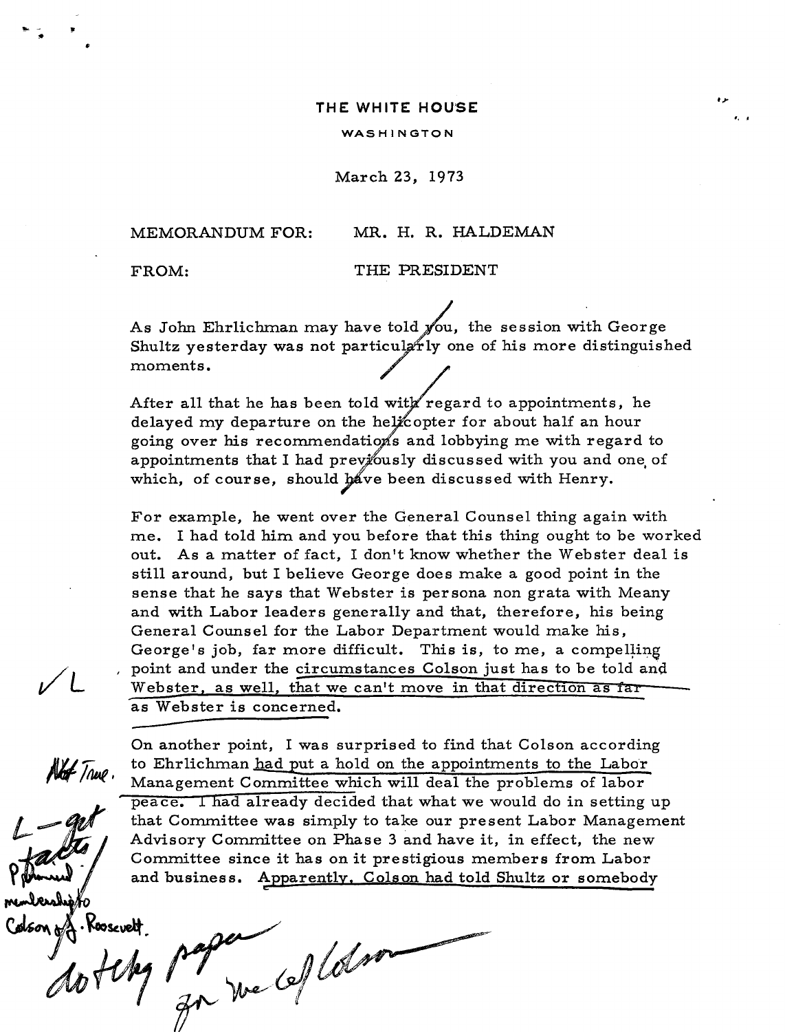THE WHITE HOUSE

WASHINGTON

March 23, 1973

MEMORANDUM FOR: MR. H. R. HALDEMAN

FROM: THE PRESIDENT

As John Ehrlichman may have told you, the session with George Shultz yesterday was not particularly one of his more distinguished moments.

After all that he has been told with regard to appointments, he delayed my departure on the helicopter for about half an hour going over his recommendations and lobbying me with regard to appointments that I had previously discussed with you and one of which, of course, should have been discussed with Henry.

For example, he went over the General Counsel thing again with me. I had told him and you before that this thing ought to be worked out. As a matter of fact, I don't know whether the Webster deal is still around, but I believe George does make a good point in the sense that he says that Webster is persona non grata with Meany and with Labor leaders generally and that, therefore, his being General Counsel for the Labor Department would make his, George's job, far more difficult. This is, to me, a compelling point and under the circumstances Colson just has to be told and Webster, as well, that we can't move in that direction as far as Webster is concerned.

✓L

On another point, I was surprised to find that Colson according to Ehrlichman had put a hold on the appointments to the Labor Management Committee which will deal the problems of labor peace. I had already decided that what we would do in setting up that Committee was simply to take our present Labor Management Advisory Committee on Phase 3 and have it, in effect, the new Committee since it has on it prestigious members from Labor and business. Apparently, Colson had told Shultz or somebody

Not True.

L — get facts / Planned membership to Colson of J. Roosevelt.

do tckg paper for use of Colson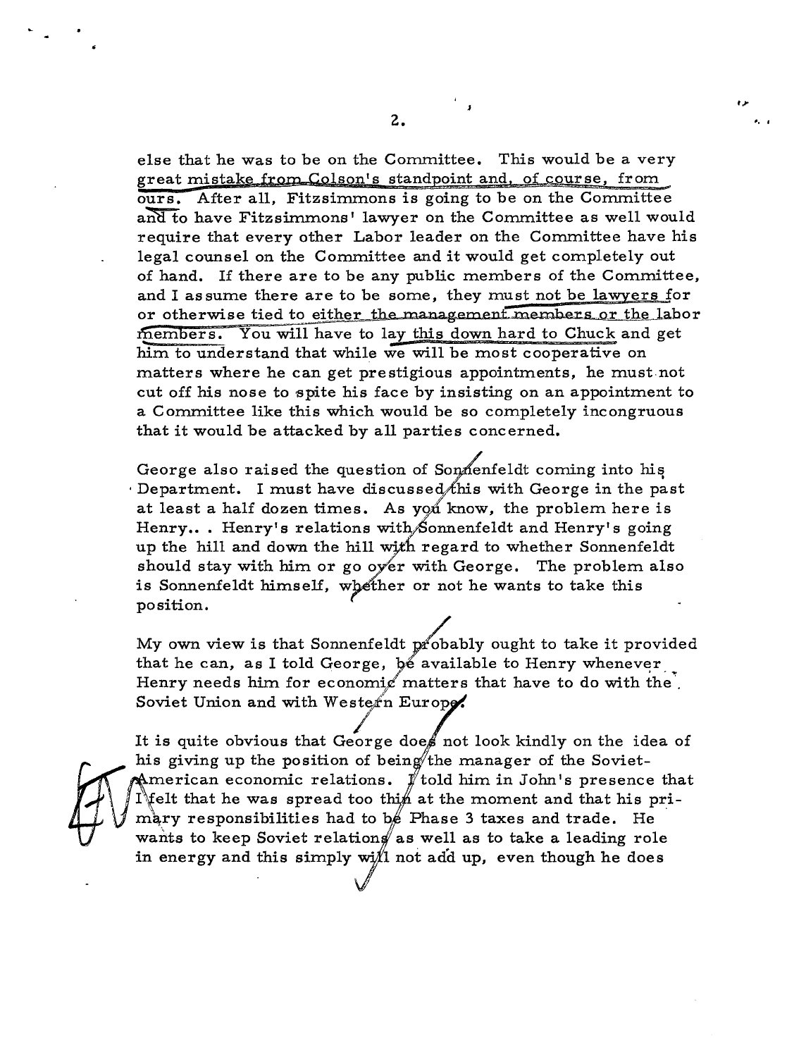else that he was to be on the Committee. This would be a very great mistake from Colson's standpoint and, of course, from ours. After all, Fitzsimmons is going to be on the Committee and to have Fitzsimmons' lawyer on the Committee as well would require that every other Labor leader on the Committee have his legal counsel on the Committee and it would get completely out of hand. If there are to be any public members of the Committee, and I assume there are to be some, they must not be lawyers for or otherwise tied to either the management members or the labor members. You will have to lay this down hard to Chuck and get him to understand that while we will be most cooperative on matters where he can get prestigious appointments, he must not cut off his nose to spite his face by insisting on an appointment to a Committee like this which would be so completely incongruous that it would be attacked by all parties concerned.

George also raised the question of Sonnenfeldt coming into his Department. I must have discussed this with George in the past at least a half dozen times. As you know, the problem here is Henry.. . Henry's relations with Sonnenfeldt and Henry's going up the hill and down the hill with regard to whether Sonnenfeldt should stay with him or go over with George. The problem also is Sonnenfeldt himself, whether or not he wants to take this position.

My own view is that Sonnenfeldt probably ought to take it provided that he can, as I told George, be available to Henry whenever Henry needs him for economic matters that have to do with the Soviet Union and with Western Europe.

It is quite obvious that George does not look kindly on the idea of his giving up the position of being the manager of the Soviet-American economic relations. I told him in John's presence that I felt that he was spread too thin at the moment and that his primary responsibilities had to be Phase 3 taxes and trade. He wants to keep Soviet relations as well as to take a leading role in energy and this simply will not add up, even though he does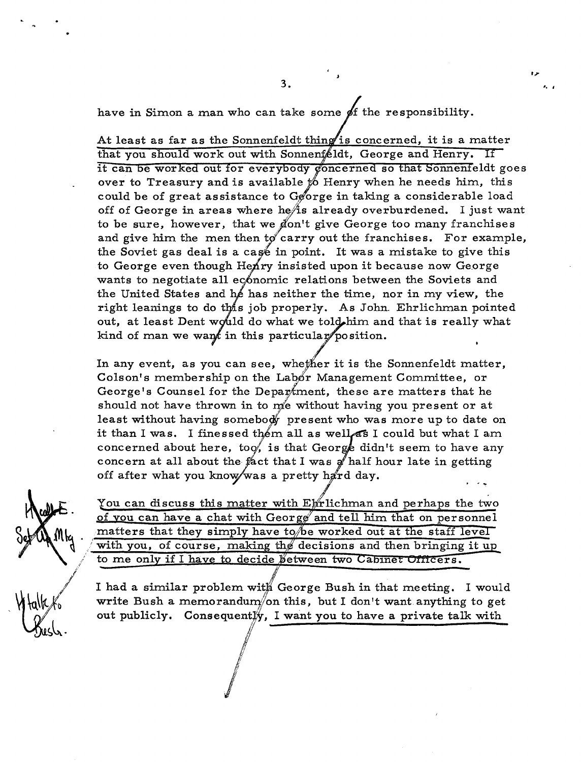have in Simon a man who can take some of the responsibility.

At least as far as the Sonnenfeldt thing is concerned, it is a matter that you should work out with Sonnenfeldt, George and Henry. If it can be worked out for everybody concerned so that Sonnenfeldt goes over to Treasury and is available to Henry when he needs him, this could be of great assistance to George in taking a considerable load off of George in areas where he is already overburdened. I just want to be sure, however, that we don't give George too many franchises and give him the men then to carry out the franchises. For example, the Soviet gas deal is a case in point. It was a mistake to give this to George even though Henry insisted upon it because now George wants to negotiate all economic relations between the Soviets and the United States and he has neither the time, nor in my view, the right leanings to do this job properly. As John Ehrlichman pointed out, at least Dent would do what we told him and that is really what kind of man we want in this particular position.

In any event, as you can see, whether it is the Sonnenfeldt matter, Colson's membership on the Labor Management Committee, or George's Counsel for the Department, these are matters that he should not have thrown in to me without having you present or at least without having somebody present who was more up to date on it than I was. I finessed them all as well as I could but what I am concerned about here, too, is that George didn't seem to have any concern at all about the fact that I was a half hour late in getting off after what you know was a pretty hard day.

H call E. Set up Mtg.

You can discuss this matter with Ehrlichman and perhaps the two of you can have a chat with George and tell him that on personnel matters that they simply have to be worked out at the staff level with you, of course, making the decisions and then bringing it up to me only if I have to decide between two Cabinet Officers.

H talk to Bush.

I had a similar problem with George Bush in that meeting. I would write Bush a memorandum on this, but I don't want anything to get out publicly. Consequently, I want you to have a private talk with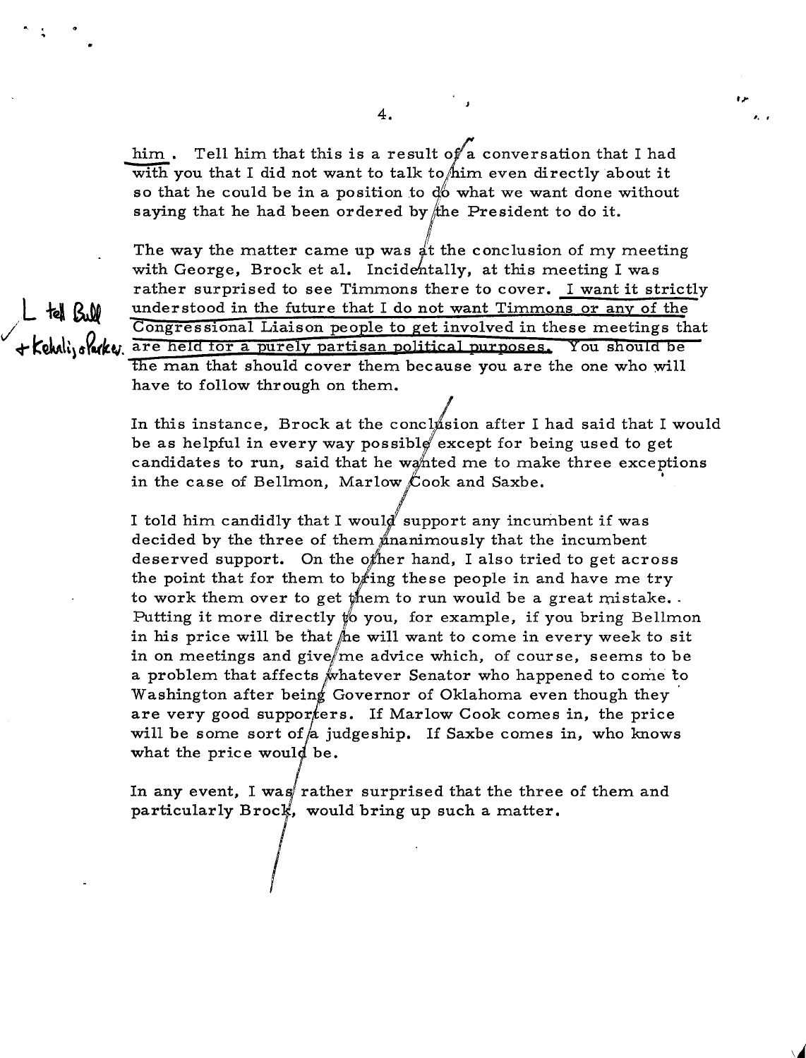him. Tell him that this is a result of a conversation that I had with you that I did not want to talk to him even directly about it so that he could be in a position to do what we want done without saying that he had been ordered by the President to do it.

The way the matter came up was at the conclusion of my meeting with George, Brock et al. Incidentally, at this meeting I was rather surprised to see Timmons there to cover. I want it strictly understood in the future that I do not want Timmons or any of the Congressional Liaison people to get involved in these meetings that are held for a purely partisan political purposes. You should be the man that should cover them because you are the one who will have to follow through on them.

L tell Bill + Kehrli + Parker.

In this instance, Brock at the conclusion after I had said that I would be as helpful in every way possible except for being used to get candidates to run, said that he wanted me to make three exceptions in the case of Bellmon, Marlow Cook and Saxbe.

I told him candidly that I would support any incumbent if was decided by the three of them unanimously that the incumbent deserved support. On the other hand, I also tried to get across the point that for them to bring these people in and have me try to work them over to get them to run would be a great mistake. Putting it more directly to you, for example, if you bring Bellmon in his price will be that he will want to come in every week to sit in on meetings and give me advice which, of course, seems to be a problem that affects whatever Senator who happened to come to Washington after being Governor of Oklahoma even though they are very good supporters. If Marlow Cook comes in, the price will be some sort of a judgeship. If Saxbe comes in, who knows what the price would be.

In any event, I was rather surprised that the three of them and particularly Brock, would bring up such a matter.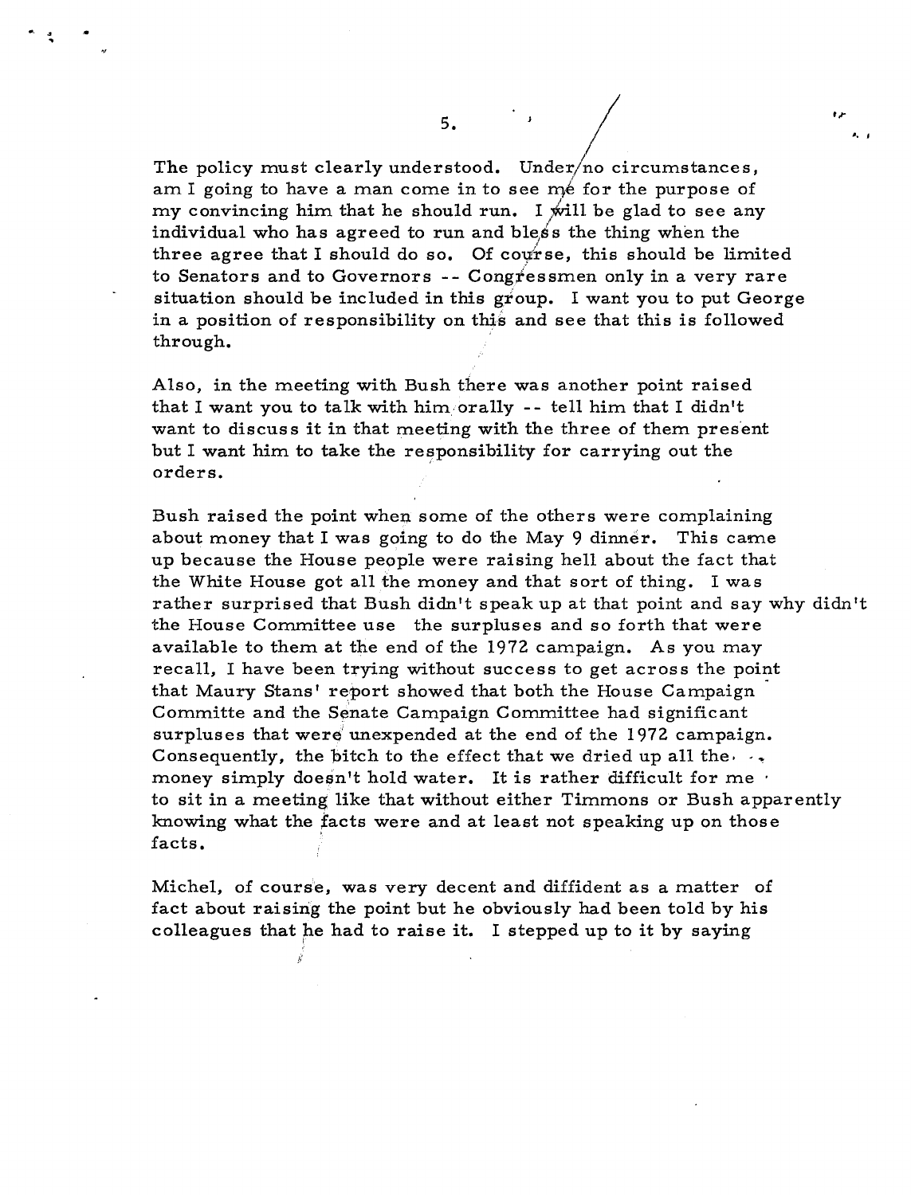The policy must clearly understood. Under no circumstances, am I going to have a man come in to see me for the purpose of my convincing him that he should run. I will be glad to see any individual who has agreed to run and bless the thing when the three agree that I should do so. Of course, this should be limited to Senators and to Governors -- Congressmen only in a very rare situation should be included in this group. I want you to put George in a position of responsibility on this and see that this is followed through.

Also, in the meeting with Bush there was another point raised that I want you to talk with him orally -- tell him that I didn't want to discuss it in that meeting with the three of them present but I want him to take the responsibility for carrying out the orders.

Bush raised the point when some of the others were complaining about money that I was going to do the May 9 dinner. This came up because the House people were raising hell about the fact that the White House got all the money and that sort of thing. I was rather surprised that Bush didn't speak up at that point and say why didn't the House Committee use the surpluses and so forth that were available to them at the end of the 1972 campaign. As you may recall, I have been trying without success to get across the point that Maury Stans' report showed that both the House Campaign Committe and the Senate Campaign Committee had significant surpluses that were unexpended at the end of the 1972 campaign. Consequently, the bitch to the effect that we dried up all the money simply doesn't hold water. It is rather difficult for me to sit in a meeting like that without either Timmons or Bush apparently knowing what the facts were and at least not speaking up on those facts.

Michel, of course, was very decent and diffident as a matter of fact about raising the point but he obviously had been told by his colleagues that he had to raise it. I stepped up to it by saying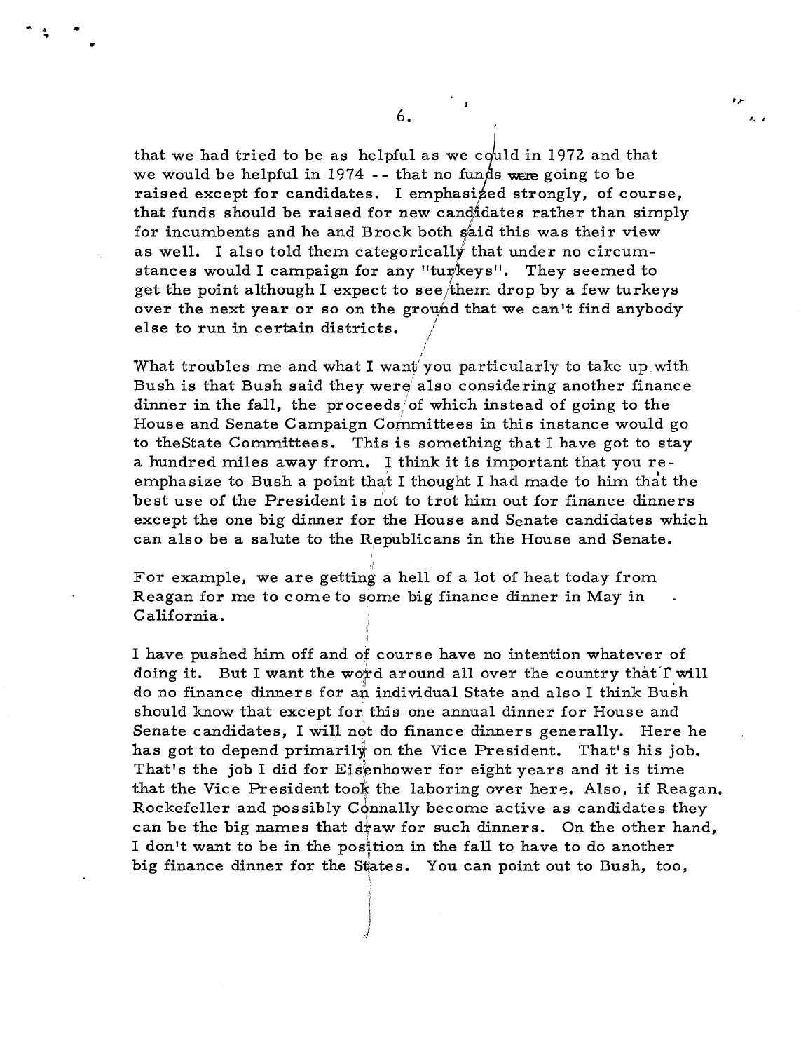that we had tried to be as helpful as we could in 1972 and that we would be helpful in 1974 -- that no funds were going to be raised except for candidates. I emphasized strongly, of course, that funds should be raised for new candidates rather than simply for incumbents and he and Brock both said this was their view as well. I also told them categorically that under no circumstances would I campaign for any "turkeys". They seemed to get the point although I expect to see them drop by a few turkeys over the next year or so on the ground that we can't find anybody else to run in certain districts.

What troubles me and what I want you particularly to take up with Bush is that Bush said they were also considering another finance dinner in the fall, the proceeds of which instead of going to the House and Senate Campaign Committees in this instance would go to theState Committees. This is something that I have got to stay a hundred miles away from. I think it is important that you re-emphasize to Bush a point that I thought I had made to him that the best use of the President is not to trot him out for finance dinners except the one big dinner for the House and Senate candidates which can also be a salute to the Republicans in the House and Senate.

For example, we are getting a hell of a lot of heat today from Reagan for me to come to some big finance dinner in May in California.

I have pushed him off and of course have no intention whatever of doing it. But I want the word around all over the country that I will do no finance dinners for an individual State and also I think Bush should know that except for this one annual dinner for House and Senate candidates, I will not do finance dinners generally. Here he has got to depend primarily on the Vice President. That's his job. That's the job I did for Eisenhower for eight years and it is time that the Vice President took the laboring oar here. Also, if Reagan, Rockefeller and possibly Connally become active as candidates they can be the big names that draw for such dinners. On the other hand, I don't want to be in the position in the fall to have to do another big finance dinner for the States. You can point out to Bush, too,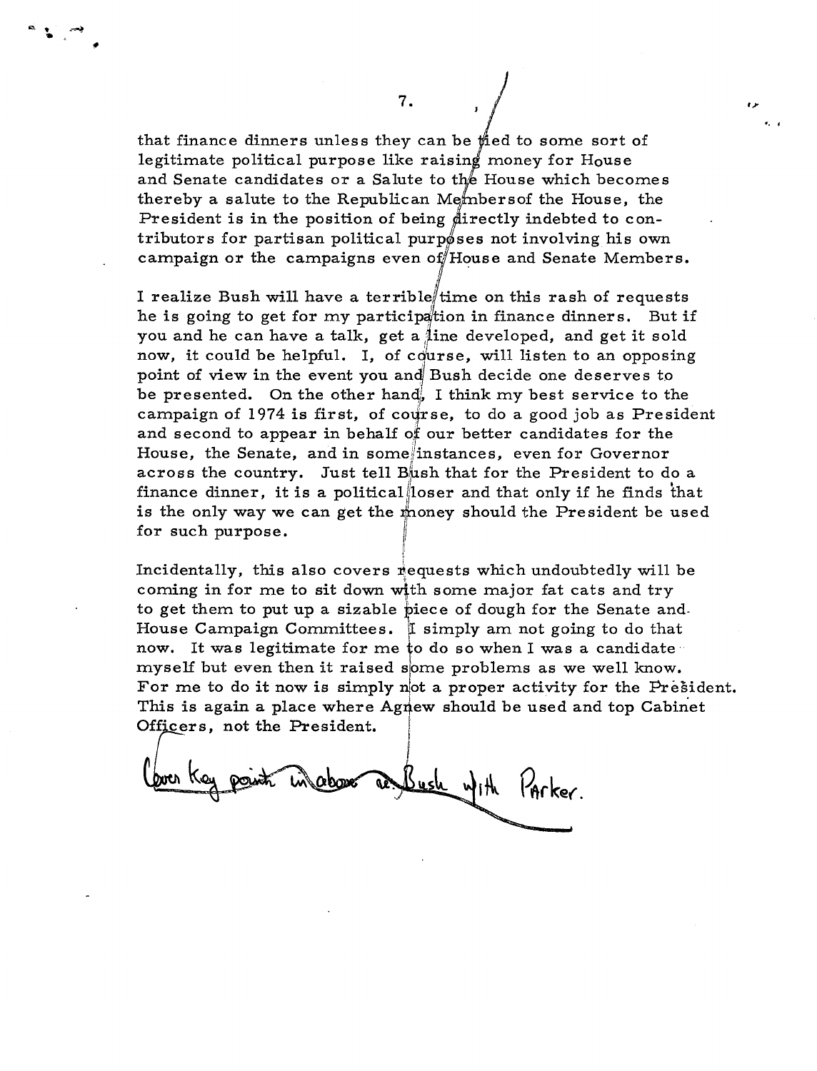that finance dinners unless they can be tied to some sort of legitimate political purpose like raising money for House and Senate candidates or a Salute to the House which becomes thereby a salute to the Republican Membersof the House, the President is in the position of being directly indebted to contributors for partisan political purposes not involving his own campaign or the campaigns even of House and Senate Members.

I realize Bush will have a terrible time on this rash of requests he is going to get for my participation in finance dinners. But if you and he can have a talk, get a line developed, and get it sold now, it could be helpful. I, of course, will listen to an opposing point of view in the event you and Bush decide one deserves to be presented. On the other hand, I think my best service to the campaign of 1974 is first, of course, to do a good job as President and second to appear in behalf of our better candidates for the House, the Senate, and in some instances, even for Governor across the country. Just tell Bush that for the President to do a finance dinner, it is a political loser and that only if he finds that is the only way we can get the money should the President be used for such purpose.

Incidentally, this also covers requests which undoubtedly will be coming in for me to sit down with some major fat cats and try to get them to put up a sizable piece of dough for the Senate and House Campaign Committees. I simply am not going to do that now. It was legitimate for me to do so when I was a candidate myself but even then it raised some problems as we well know. For me to do it now is simply not a proper activity for the President. This is again a place where Agnew should be used and top Cabinet Officers, not the President.

Cover key point in above re Bush with Parker.